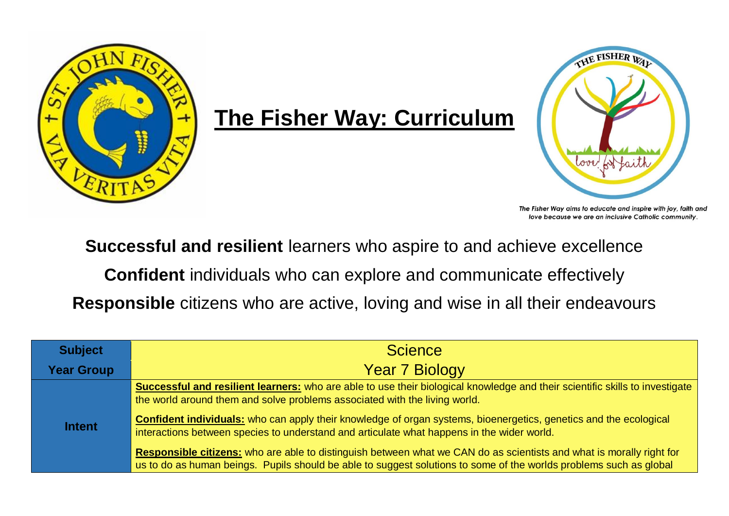# The Fisher Way: Curriculum

*The Fisher Way aims to educate and inspire with joy, faith and love because we are an inclusive Catholic community.*

**Successful and resilient** learners who aspire to and achieve excellence

**Confident** individuals who can explore and communicate effectively

**Responsible** citizens who are active, loving and wise in all their endeavours

| **Subject** | Science |
|---|---|
| **Year Group** | Year 7 Biology |
| **Intent** | **Successful and resilient learners:** who are able to use their biological knowledge and their scientific skills to investigate the world around them and solve problems associated with the living world.<br><br>**Confident individuals:** who can apply their knowledge of organ systems, bioenergetics, genetics and the ecological interactions between species to understand and articulate what happens in the wider world.<br><br>**Responsible citizens:** who are able to distinguish between what we CAN do as scientists and what is morally right for us to do as human beings. Pupils should be able to suggest solutions to some of the worlds problems such as global |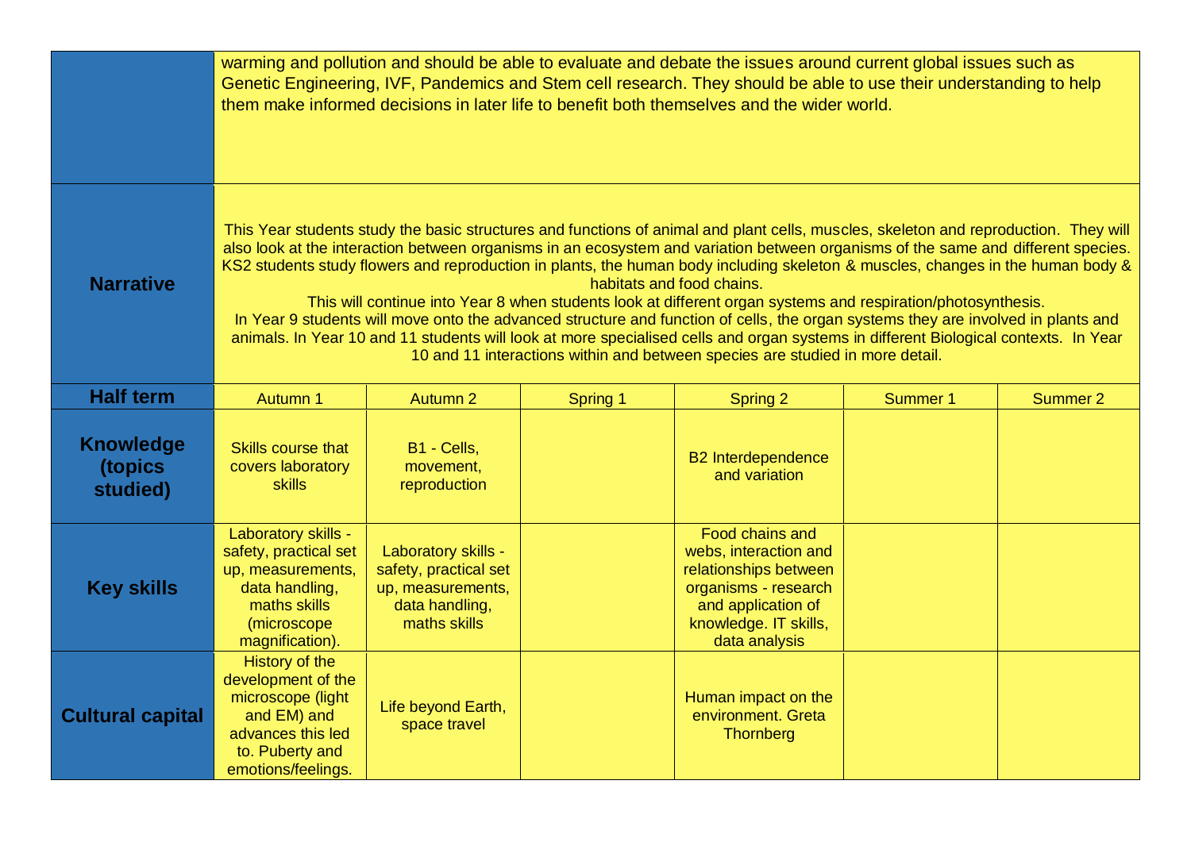| | | | | | | |
|---|---|---|---|---|---|---|
| | warming and pollution and should be able to evaluate and debate the issues around current global issues such as Genetic Engineering, IVF, Pandemics and Stem cell research. They should be able to use their understanding to help them make informed decisions in later life to benefit both themselves and the wider world. | | | | | |
| **Narrative** | This Year students study the basic structures and functions of animal and plant cells, muscles, skeleton and reproduction. They will also look at the interaction between organisms in an ecosystem and variation between organisms of the same and different species. KS2 students study flowers and reproduction in plants, the human body including skeleton & muscles, changes in the human body & habitats and food chains. This will continue into Year 8 when students look at different organ systems and respiration/photosynthesis. In Year 9 students will move onto the advanced structure and function of cells, the organ systems they are involved in plants and animals. In Year 10 and 11 students will look at more specialised cells and organ systems in different Biological contexts. In Year 10 and 11 interactions within and between species are studied in more detail. | | | | | |
| **Half term** | Autumn 1 | Autumn 2 | Spring 1 | Spring 2 | Summer 1 | Summer 2 |
| **Knowledge (topics studied)** | Skills course that covers laboratory skills | B1 - Cells, movement, reproduction | | B2 Interdependence and variation | | |
| **Key skills** | Laboratory skills - safety, practical set up, measurements, data handling, maths skills (microscope magnification). | Laboratory skills - safety, practical set up, measurements, data handling, maths skills | | Food chains and webs, interaction and relationships between organisms - research and application of knowledge. IT skills, data analysis | | |
| **Cultural capital** | History of the development of the microscope (light and EM) and advances this led to. Puberty and emotions/feelings. | Life beyond Earth, space travel | | Human impact on the environment. Greta Thornberg | | |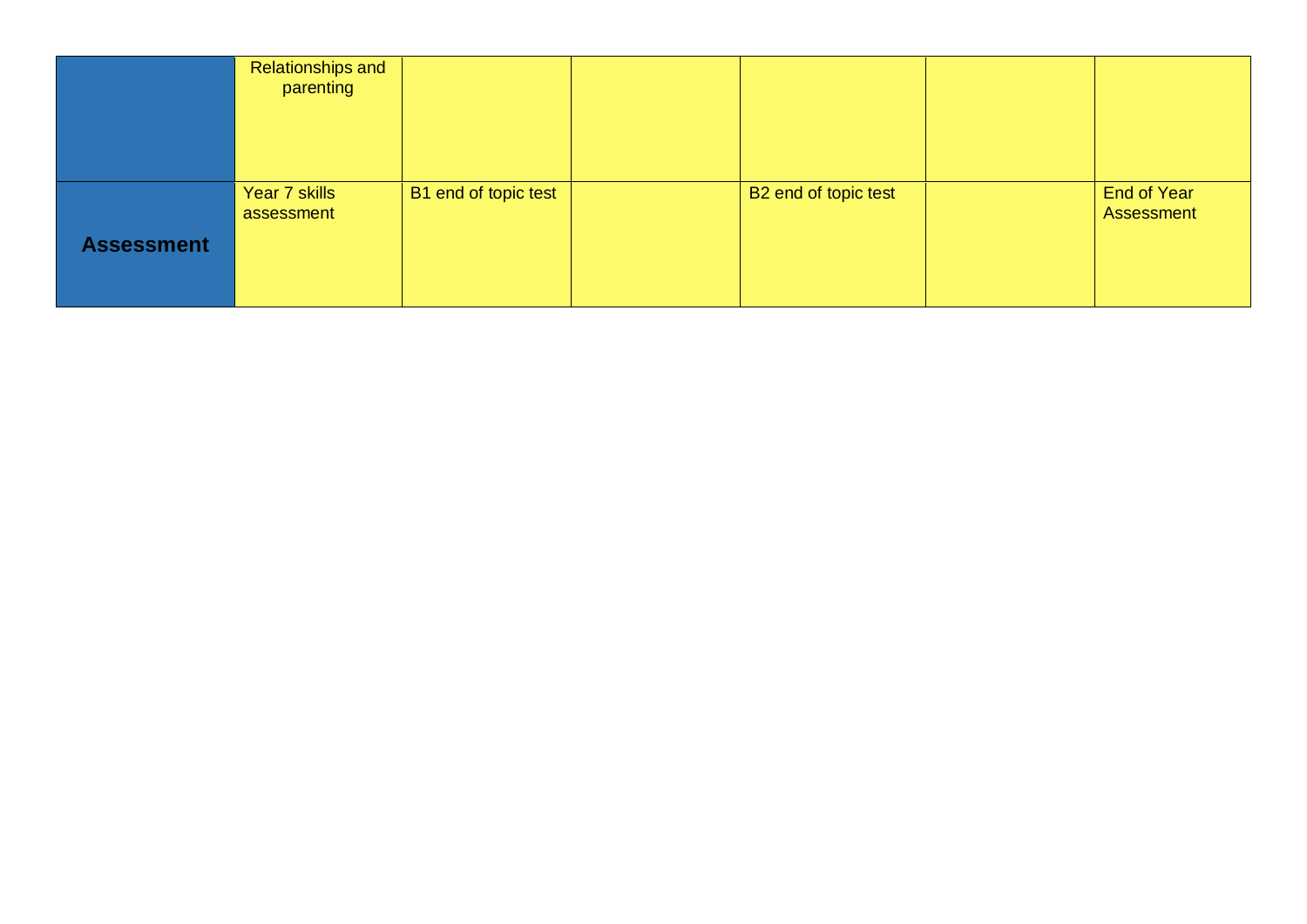| | | | | | | |
|---|---|---|---|---|---|---|
| | Relationships and parenting | | | | | |
| **Assessment** | Year 7 skills assessment | B1 end of topic test | | B2 end of topic test | | End of Year Assessment |